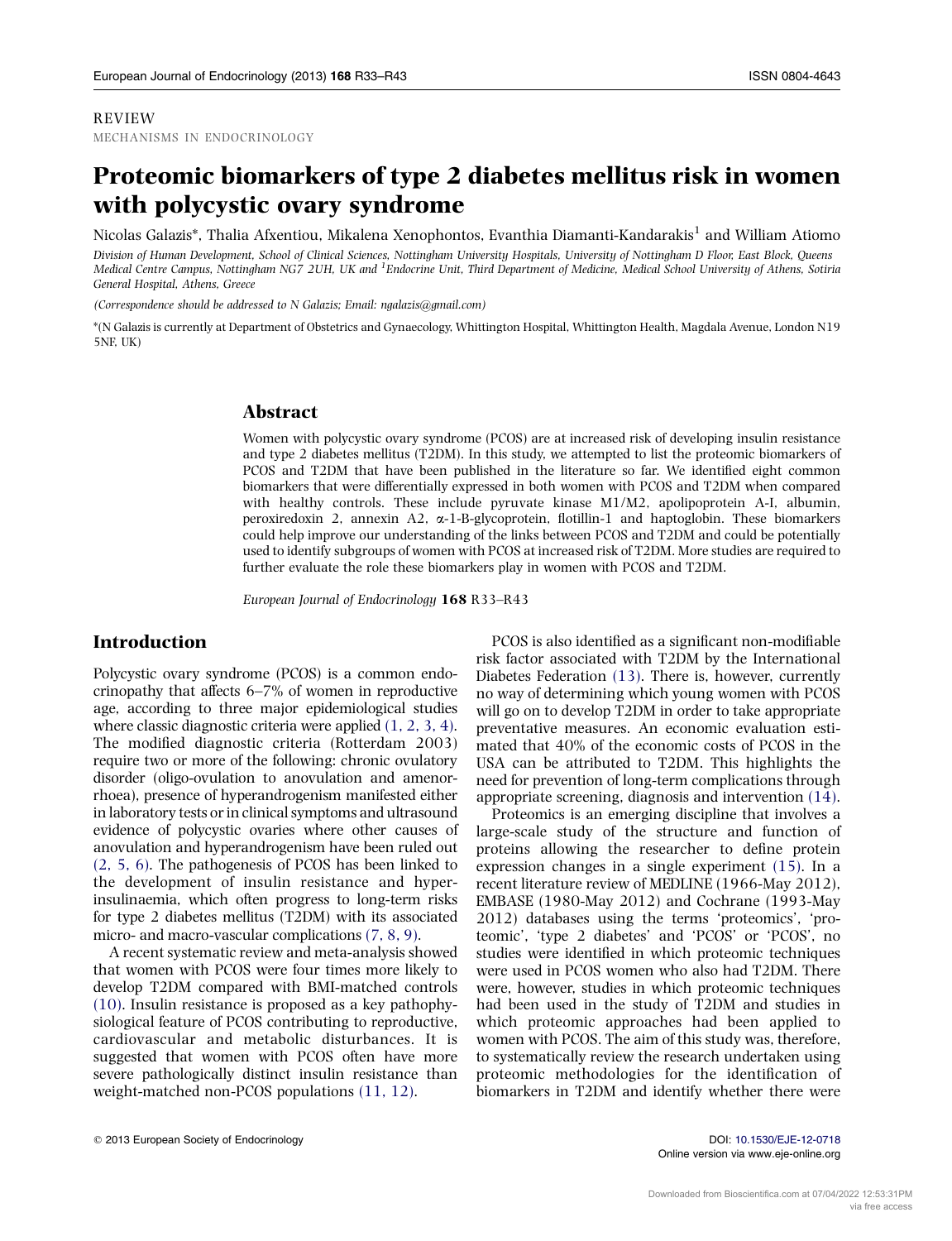REVIEW

MECHANISMS IN ENDOCRINOLOGY

# Proteomic biomarkers of type 2 diabetes mellitus risk in women with polycystic ovary syndrome

Nicolas Galazis*, Thalia Afxentiou, Mikalena Xenophontos, Evanthia Diamanti-Kandarakis[1] and William Atiomo

*Division of Human Development, School of Clinical Sciences, Nottingham University Hospitals, University of Nottingham D Floor, East Block, Queens Medical Centre Campus, Nottingham NG7 2UH, UK and [1]Endocrine Unit, Third Department of Medicine, Medical School University of Athens, Sotiria General Hospital, Athens, Greece*

*(Correspondence should be addressed to N Galazis; Email: ngalazis@gmail.com)*

*(N Galazis is currently at Department of Obstetrics and Gynaecology, Whittington Hospital, Whittington Health, Magdala Avenue, London N19 5NF, UK)

## Abstract

Women with polycystic ovary syndrome (PCOS) are at increased risk of developing insulin resistance and type 2 diabetes mellitus (T2DM). In this study, we attempted to list the proteomic biomarkers of PCOS and T2DM that have been published in the literature so far. We identified eight common biomarkers that were differentially expressed in both women with PCOS and T2DM when compared with healthy controls. These include pyruvate kinase M1/M2, apolipoprotein A-I, albumin, peroxiredoxin 2, annexin A2, α-1-B-glycoprotein, flotillin-1 and haptoglobin. These biomarkers could help improve our understanding of the links between PCOS and T2DM and could be potentially used to identify subgroups of women with PCOS at increased risk of T2DM. More studies are required to further evaluate the role these biomarkers play in women with PCOS and T2DM.

*European Journal of Endocrinology* **168** R33–R43

## Introduction

Polycystic ovary syndrome (PCOS) is a common endocrinopathy that affects 6–7% of women in reproductive age, according to three major epidemiological studies where classic diagnostic criteria were applied (1, 2, 3, 4). The modified diagnostic criteria (Rotterdam 2003) require two or more of the following: chronic ovulatory disorder (oligo-ovulation to anovulation and amenorrhoea), presence of hyperandrogenism manifested either in laboratory tests or in clinical symptoms and ultrasound evidence of polycystic ovaries where other causes of anovulation and hyperandrogenism have been ruled out (2, 5, 6). The pathogenesis of PCOS has been linked to the development of insulin resistance and hyperinsulinaemia, which often progress to long-term risks for type 2 diabetes mellitus (T2DM) with its associated micro- and macro-vascular complications (7, 8, 9).

A recent systematic review and meta-analysis showed that women with PCOS were four times more likely to develop T2DM compared with BMI-matched controls (10). Insulin resistance is proposed as a key pathophysiological feature of PCOS contributing to reproductive, cardiovascular and metabolic disturbances. It is suggested that women with PCOS often have more severe pathologically distinct insulin resistance than weight-matched non-PCOS populations (11, 12).

PCOS is also identified as a significant non-modifiable risk factor associated with T2DM by the International Diabetes Federation (13). There is, however, currently no way of determining which young women with PCOS will go on to develop T2DM in order to take appropriate preventative measures. An economic evaluation estimated that 40% of the economic costs of PCOS in the USA can be attributed to T2DM. This highlights the need for prevention of long-term complications through appropriate screening, diagnosis and intervention (14).

Proteomics is an emerging discipline that involves a large-scale study of the structure and function of proteins allowing the researcher to define protein expression changes in a single experiment (15). In a recent literature review of MEDLINE (1966-May 2012), EMBASE (1980-May 2012) and Cochrane (1993-May 2012) databases using the terms 'proteomics', 'proteomic', 'type 2 diabetes' and 'PCOS' or 'PCOS', no studies were identified in which proteomic techniques were used in PCOS women who also had T2DM. There were, however, studies in which proteomic techniques had been used in the study of T2DM and studies in which proteomic approaches had been applied to women with PCOS. The aim of this study was, therefore, to systematically review the research undertaken using proteomic methodologies for the identification of biomarkers in T2DM and identify whether there were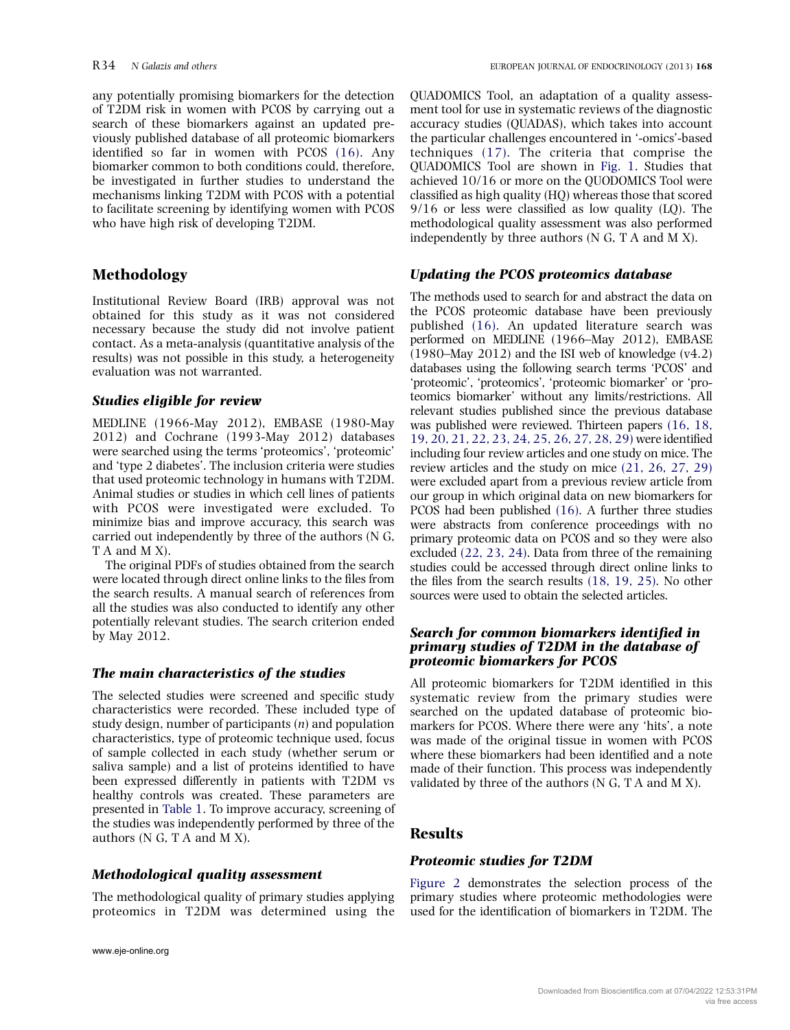any potentially promising biomarkers for the detection of T2DM risk in women with PCOS by carrying out a search of these biomarkers against an updated previously published database of all proteomic biomarkers identified so far in women with PCOS (16). Any biomarker common to both conditions could, therefore, be investigated in further studies to understand the mechanisms linking T2DM with PCOS with a potential to facilitate screening by identifying women with PCOS who have high risk of developing T2DM.

## Methodology

Institutional Review Board (IRB) approval was not obtained for this study as it was not considered necessary because the study did not involve patient contact. As a meta-analysis (quantitative analysis of the results) was not possible in this study, a heterogeneity evaluation was not warranted.

### Studies eligible for review

MEDLINE (1966-May 2012), EMBASE (1980-May 2012) and Cochrane (1993-May 2012) databases were searched using the terms 'proteomics', 'proteomic' and 'type 2 diabetes'. The inclusion criteria were studies that used proteomic technology in humans with T2DM. Animal studies or studies in which cell lines of patients with PCOS were investigated were excluded. To minimize bias and improve accuracy, this search was carried out independently by three of the authors (N G, T A and M X).

The original PDFs of studies obtained from the search were located through direct online links to the files from the search results. A manual search of references from all the studies was also conducted to identify any other potentially relevant studies. The search criterion ended by May 2012.

### The main characteristics of the studies

The selected studies were screened and specific study characteristics were recorded. These included type of study design, number of participants ($n$) and population characteristics, type of proteomic technique used, focus of sample collected in each study (whether serum or saliva sample) and a list of proteins identified to have been expressed differently in patients with T2DM vs healthy controls was created. These parameters are presented in Table 1. To improve accuracy, screening of the studies was independently performed by three of the authors (N G, T A and M X).

### Methodological quality assessment

The methodological quality of primary studies applying proteomics in T2DM was determined using the QUADOMICS Tool, an adaptation of a quality assessment tool for use in systematic reviews of the diagnostic accuracy studies (QUADAS), which takes into account the particular challenges encountered in '-omics'-based techniques (17). The criteria that comprise the QUADOMICS Tool are shown in Fig. 1. Studies that achieved 10/16 or more on the QUODOMICS Tool were classified as high quality (HQ) whereas those that scored 9/16 or less were classified as low quality (LQ). The methodological quality assessment was also performed independently by three authors (N G, T A and M X).

### Updating the PCOS proteomics database

The methods used to search for and abstract the data on the PCOS proteomic database have been previously published (16). An updated literature search was performed on MEDLINE (1966–May 2012), EMBASE (1980–May 2012) and the ISI web of knowledge (v4.2) databases using the following search terms 'PCOS' and 'proteomic', 'proteomics', 'proteomic biomarker' or 'proteomics biomarker' without any limits/restrictions. All relevant studies published since the previous database was published were reviewed. Thirteen papers (16, 18, 19, 20, 21, 22, 23, 24, 25, 26, 27, 28, 29) were identified including four review articles and one study on mice. The review articles and the study on mice (21, 26, 27, 29) were excluded apart from a previous review article from our group in which original data on new biomarkers for PCOS had been published (16). A further three studies were abstracts from conference proceedings with no primary proteomic data on PCOS and so they were also excluded (22, 23, 24). Data from three of the remaining studies could be accessed through direct online links to the files from the search results (18, 19, 25). No other sources were used to obtain the selected articles.

### Search for common biomarkers identified in primary studies of T2DM in the database of proteomic biomarkers for PCOS

All proteomic biomarkers for T2DM identified in this systematic review from the primary studies were searched on the updated database of proteomic biomarkers for PCOS. Where there were any 'hits', a note was made of the original tissue in women with PCOS where these biomarkers had been identified and a note made of their function. This process was independently validated by three of the authors (N G, T A and M X).

## Results

### Proteomic studies for T2DM

Figure 2 demonstrates the selection process of the primary studies where proteomic methodologies were used for the identification of biomarkers in T2DM. The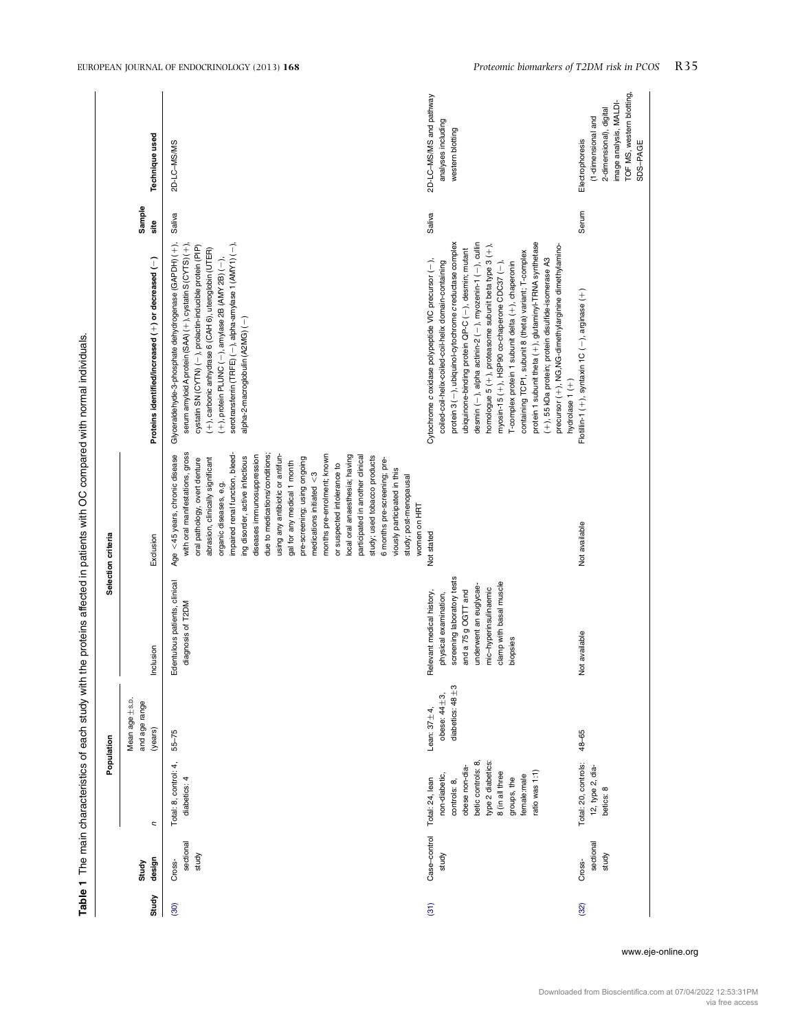**Table 1** The main characteristics of each study with the proteins affected in patients with OC compared with normal individuals.

| Study | Study design | Population | | Selection criteria | | Proteins identified/increased (+) or decreased (−) | Sample site | Technique used |
|---|---|---|---|---|---|---|---|---|
| | | *n* | Mean age ± s.d. and age range (years) | Inclusion | Exclusion | | | |
| (30) | Cross-sectional study | Total: 8, control: 4, diabetics: 4 | 55–75 | Edentulous patients, clinical diagnosis of T2DM | Age <45 years, chronic disease with oral manifestations, gross oral pathology, overt denture abrasion, clinically significant organic diseases, e.g. impaired renal function, bleeding disorder, active infectious diseases immunosuppression due to medications/conditions; using any antibiotic or antifungal for any medical 1 month pre-screening; using ongoing medications initiated <3 months pre-enrolment; known or suspected intolerance to local oral anaesthesia; having participated in another clinical study; used tobacco products 6 months pre-screening; previously participated in this study; post-menopausal women on HRT | Glyceraldehyde-3-phosphate dehydrogenase (GAPDH) (+), serum amyloid A protein (SAA) (+), cystatin S (CYTS) (+), cystatin SN (CYTN) (−), prolactin-inducible protein (PIP) (+), carbonic anhydrase 6 (CAH 6), uteroglobin (UTER) (+), protein PLUNC (−), amylase 2B (AMY 2B) (−), serotransferrin (TRFE) (−), alpha-amylase 1 (AMY1) (−), alpha-2-macroglobulin (A2MG) (−) | Saliva | 2D-LC–MS/MS |
| (31) | Case–control study | Total: 24, lean non-diabetic, controls: 8, obese non-diabetic controls: 8, type 2 diabetics: 8 (in all three groups, the female:male ratio was 1:1) | Lean: 37±4, obese: 44±3, diabetics: 48±3 | Relevant medical history, physical examination, screening laboratory tests and a 75 g OGTT and underwent an euglycaemic–hyperinsulinaemic clamp with basal muscle biopsies | Not stated | Cytochrome *c* oxidase polypeptide VIC precursor (−), coiled-coil-helix-coiled-coil-helix domain-containing protein 3 (−), ubiquinol-cytochrome *c* reductase complex ubiquinone-binding protein QP-C (−), desmin; mutant desmin (−), alpha actinin-2 (−), myozenin-1 (−), cullin homologue 5 (+), proteasome subunit beta type 3 (+), myosin-15 (+), HSP90 co-chaperone CDC37 (−), T-complex protein 1 subunit delta (+), chaperonin containing TCP1, subunit 8 (theta) variant; T-complex protein 1 subunit theta (+), glutaminyl-TRNA synthetase (+), 55 kDa protein; protein disulfide-isomerase A3 precursor (+), NG,NG-dimethylarginine dimethylamino-hydrolase 1 (+) | Saliva | 2D-LC–MS/MS and pathway analyses including western blotting |
| (32) | Cross-sectional study | Total: 20, controls: 12, type 2, diabetics: 8 | 48–65 | Not available | Not available | Flotillin-1 (+), syntaxin 1C (−), arginase (+) | Serum | Electrophoresis (1-dimensional and 2-dimensional), digital image analysis, MALDI-TOF MS, western blotting, SDS–PAGE |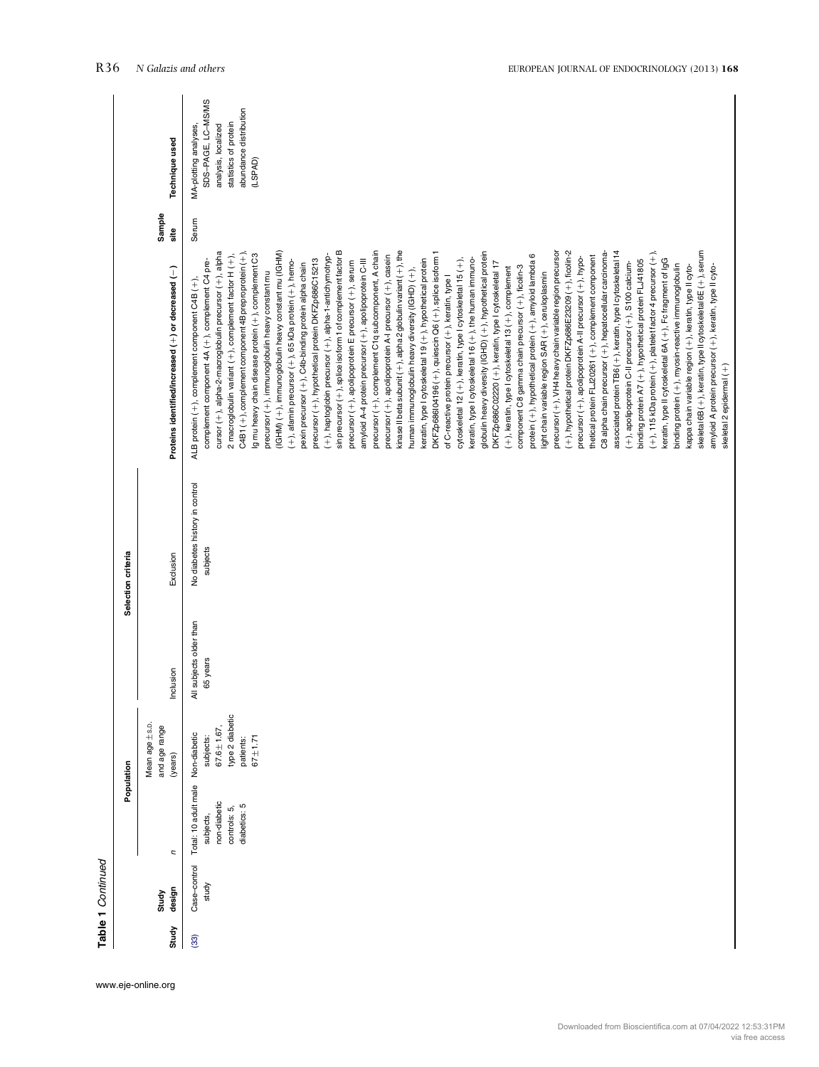**Table 1** *Continued*

| Study | Study design | Population | | Selection criteria | | Proteins identified/increased (+) or decreased (−) | Sample site | Technique used |
|---|---|---|---|---|---|---|---|---|
| | | *n* | Mean age ± S.D. and age range (years) | Inclusion | Exclusion | | | |
| (33) | Case–control study | Total: 10 adult male subjects, non-diabetic controls: 5, diabetics: 5 | Non-diabetic subjects: 67.6 ± 1.67, type 2 diabetic patients: 67 ± 1.71 | All subjects older than 65 years | No diabetes history in control subjects | ALB protein (+), complement component C4B (+), complement component 4A (+), complement C4 precursor (+), alpha-2-macroglobulin precursor (+), alpha 2 macroglobulin variant (+), complement factor H (+), C4B1 (+), complement component 4B preproprotein (+), Ig mu heavy chain disease protein (+), complement C3 precursor (+), immunoglobulin heavy constant mu (IGHM) (+), immunoglobulin heavy constant mu (IGHM) (+), afamin precursor (+), 65 kDa protein (+), hemopexin precursor (+), C4b-binding protein alpha chain precursor (+), hypothetical protein DKFZp686C15213 (+), haptoglobin precursor (+), alpha-1-antichymotrypsin precursor (+), splice isoform 1 of complement factor B precursor (+), apolipoprotein E precursor (+), serum amyloid A-4 protein precursor (+), apolipoprotein C-III precursor (+), complement C1q subcomponent, A chain precursor (+), apolipoprotein A-I precursor (+), casein kinase II beta subunit (+), alpha 2 globulin variant (+), the human immunoglobulin heavy diversity (IGHD) (+), keratin, type I cytoskeletal 19 (+), hypothetical protein DKFZp686I04196 (+), quiescin Q6 (+), splice isoform 1 of C-reactive protein precursor (+), keratin, type I cytoskeletal 12 (+), keratin, type I cytoskeletal 15 (+), keratin, type I cytoskeletal 16 (+), the human immunoglobulin heavy diversity (IGHD) (+), hypothetical protein DKFZp686C02220 (+), keratin, type I cytoskeletal 17 (+), keratin, type I cytoskeletal 13 (+), complement component C8 gamma chain precursor (+), ficolin-3 protein (+), hypothetical protein (+), amyloid lambda 6 light chain variable region SAR (+), ceruloplasmin precursor (+), VH4 heavy chain variable region precursor (+), hypothetical protein DKFZp686E23209 (+), ficolin-2 precursor (+), apolipoprotein A-II precursor (+), hypothetical protein FLJ20261 (+), complement component C8 alpha chain precursor (+), hepatocellular carcinoma-associated protein TB6 (+), keratin, type I cytoskeletal 14 (+), apolipoprotein C-II precursor (+), S100 calcium-binding protein A7 (+), hypothetical protein FLJ41805 (+), 115 kDa protein (+), platelet factor 4 precursor (+), keratin, type II cytoskeletal 6A (+), Fc fragment of IgG binding protein (+), myosin-reactive immunoglobulin kappa chain variable region (+), keratin, type II cytoskeletal 6B (+), keratin, type II cytoskeletal 6E (+), serum amyloid A protein precursor (+), keratin, type II cytoskeletal 2 epidermal (+) | Serum | MA-plotting analyses, SDS–PAGE, LC–MS/MS analysis, localized statistics of protein abundance distribution (LSPAD) |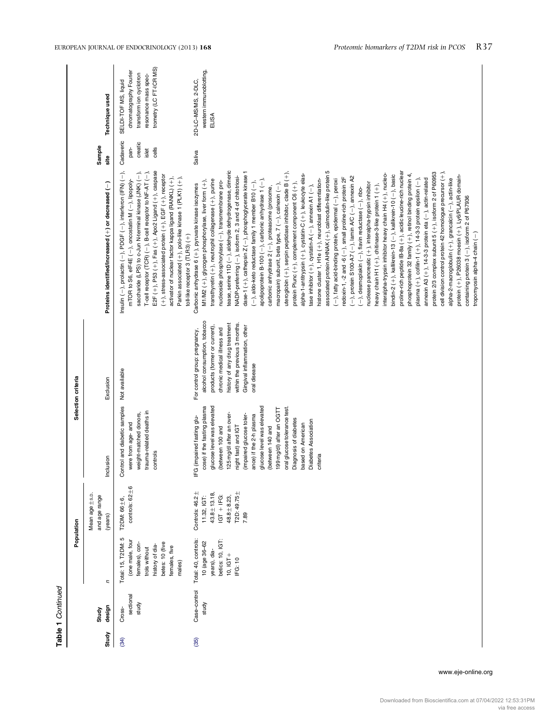**Table 1** *Continued*

| Study | Study design | Population | | Selection criteria | | Proteins identified/increased (+) or decreased (−) | Sample site | Technique used |
|---|---|---|---|---|---|---|---|---|
| | | *n* | Mean age ±S.D. and age range (years) | Inclusion | Exclusion | | | |
| (34) | Cross-sectional study | Total: 15, T2DM: 5 (one male, four females), controls without history of diabetes: 10 (five females, five males) | T2DM: 66±6, controls: 62±6 | Control and diabetic samples were from age- and weight-matched donors, trauma-related deaths in controls | Not available | Insulin (−), prolactin (−), PDGF (−), interferon (IFN) (−), mTOR to S6, eIF4E (−), oncostatin M (−), lipopolysaccharide (LPS) to c-Jun N-terminal kinase (JNK) (−), T-cell receptor (TCR) (−), B-cell receptor to NF-AT (−), E2F (+), P53 (+), Fas (+), Apo2 Ligand (+), caspase (+), stress-associated protein (+), EGF (+), receptor activator of nuclear factor kappa ligand (RANKL) (+), Parkin associated (+), polo-like kinase 1 (PLK1) (+), toll-like receptor 3 (TLR3) (+) | Cadaveric pancreatic islet cells | SELDI-TOF MS, liquid chromatography Fourier transform ion cyclotron resonance mass spectrometry (LC FT-ICR MS) |
| (35) | Case–control study | Total: 40, controls: 10 (age 36–62 years), diabetics: 10, IGT: 10, IGT+IFG: 10 | Controls: 46.2±11.32, IGT: 43.8±13.18, IGT+IFG: 48.8±8.23, T2D: 49.75±7.89 | IFG (impaired fasting glucose) if the fasting plasma glucose level was elevated (between 100 and 125 mg/dl after an overnight fast) and IGT (impaired glucose tolerance) if the 2-h plasma glucose level was elevated (between 140 and 199 mg/dl) after an OGTT oral glucose tolerance test. Diagnosis of diabetes based on American Diabetes Association criteria | For control group: pregnancy, alcohol consumption, tobacco products (former or current), chronic medical illness and history of any drug treatment within the previous 3 months. Gingival inflammation, other oral disease | Carbonic anhydrase 6 (+), pyruvate kinase isozymes M1/M2 (+), glycogen phosphorylase, liver form (+), transthyretin (+), neutrophil collagenase (+), purine nucleoside phosphorylase (−), transmembrane protease, serine 11D (−), aldehyde dehydrogenase, dimeric NADP-preferring (−), isoform 2, 3 and 4 of chitotriosidase-1 (+), cathepsin Z (−), phosphoglycerate kinase 1 (−), aldo-keto reductase family 1 member B10 (−), apolipoprotein B-100 (−), carbonic anhydrase 1 (−), carbonic anhydrase 2 (−), proteasome (prosome, macropain) subunit, beta type, 7 (−), calnexin (−), uteroglobin (+), serpin peptidase inhibitor, clade B (+), protein Plunc (+), complement component C6 (+), alpha-1-antitrypsin (+), cystatin-C (+), leukocyte elastase inhibitor (+), cystatin-A (−), annexin A1 (−), histone cluster 1, H1e (+), neuroblast differentiation-associated protein AHNAK (+), calmodulin-like protein 5 (−), fatty acid-binding protein, epidermal (−), peroxiredoxin-1, -2 and -6 (−), small proline-rich protein 2F (−), protein S100-A7 (−), lamin A/C (−), annexin A2 (−), desmoplakin (−), flavin reductase (−), ribonuclease pancreatic (+), interalpha-trypsin inhibitor heavy chain H1 (+), chitinase-3-like protein 1 (+), interalpha-trypsin inhibitor heavy chain H4 (+), nucleobindin-2 (+), kallikrein-13 (−), kallikrein-10 (−), basic proline-rich peptide IB-8a (+), acidic leucine-rich nuclear phosphoprotein 32 family (+), retinol binding protein 4, plasma (+), cofilin-1 (+), 14-3-3 protein epsilon (−), annexin A3 (+), 14-3-3 protein eta (−), actin-related protein 2/3 complex subunit 5 (+), isoform 2 of P60953 cell division control protein 42 homologue precursor (+), alpha-2-macroglobulin (+), grancalcin (−), actin-like protein (+), P26038 moesin (+), Ly6/PLAUR domain-containing protein 3 (−), isoform 2 of P67936 tropomyosin alpha-4 chain (−) | Saliva | 2D-LC–MS/MS, 2-DLC, western immunoblotting, ELISA |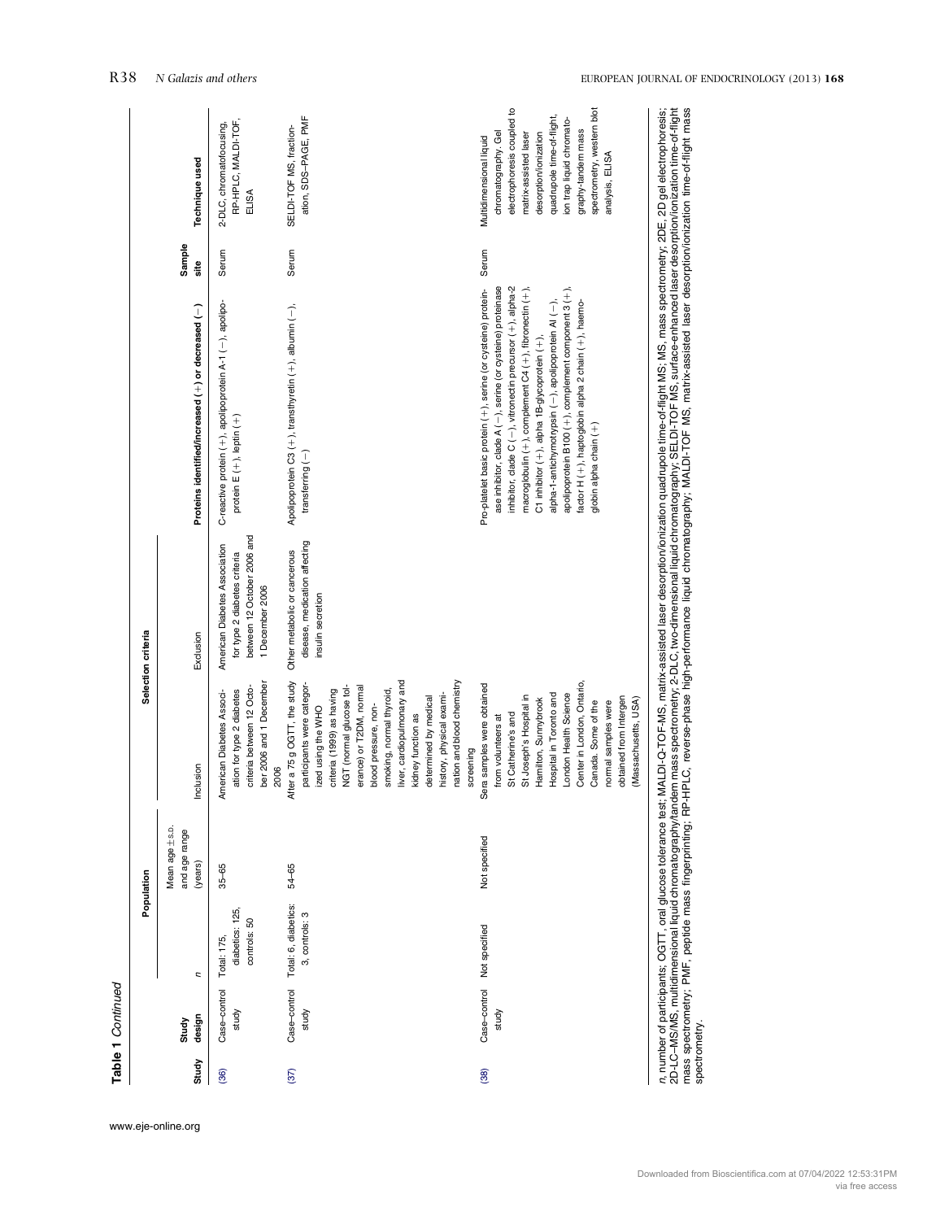**Table 1** *Continued*

| Study | Study design | Population | | Selection criteria | | Proteins identified/increased (+) or decreased (−) | Sample site | Technique used |
|---|---|---|---|---|---|---|---|---|
| | | *n* | Mean age ± S.D. and age range (years) | Inclusion | Exclusion | | | |
| (36) | Case–control study | Total: 175, diabetics: 125, controls: 50 | 35–65 | American Diabetes Association for type 2 diabetes criteria between 12 October 2006 and 1 December 2006 | American Diabetes Association for type 2 diabetes criteria between 12 October 2006 and 1 December 2006 | C-reactive protein (+), apolipoprotein A-1 (−), apolipoprotein E (+), leptin (+) | Serum | 2-DLC, chromatofocusing, RP-HPLC, MALDI-TOF, ELISA |
| (37) | Case–control study | Total: 6, diabetics: 3, controls: 3 | 54–65 | After a 75 g OGTT, the study participants were categorized using the WHO criteria (1999) as having NGT (normal glucose tolerance) or T2DM, normal blood pressure, non-smoking, normal thyroid, liver, cardiopulmonary and kidney function as determined by medical history, physical examination and blood chemistry screening | Other metabolic or cancerous disease, medication affecting insulin secretion | Apolipoprotein C3 (+), transthyretin (+), albumin (−), transferring (−) | Serum | SELDI-TOF MS, fractionation, SDS–PAGE, PMF |
| (38) | Case–control study | Not specified | Not specified | Sera samples were obtained from volunteers at St Catherine's and St Joseph's Hospital in Hamilton, Sunnybrook Hospital in Toronto and London Health Science Center in London, Ontario, Canada. Some of the normal samples were obtained from Intergen (Massachusetts, USA) | | Pro-platelet basic protein (+), serine (or cysteine) proteinase inhibitor, clade A (−), serine (or cysteine) proteinase inhibitor, clade C (−), vitronectin precursor (+), alpha-2 macroglobulin (+), complement C4 (+), fibronectin (+), C1 inhibitor (+), alpha 1B-glycoprotein (+), alpha-1-antichymotrypsin (−), apolipoprotein AI (−), apolipoprotein B100 (+), complement component 3 (+), factor H (+), haptoglobin alpha 2 chain (+), haemoglobin alpha chain (+) | Serum | Multidimensional liquid chromatography, Gel electrophoresis coupled to matrix-assisted laser desorption/ionization quadrupole time-of-flight, ion trap liquid chromatography-tandem mass spectrometry, western blot analysis, ELISA |

*n*, number of participants; OGTT, oral glucose tolerance test; MALDI-Q-TOF-MS, matrix-assisted laser desorption/ionization quadrupole time-of-flight MS; MS, mass spectrometry; 2DE, 2D gel electrophoresis; 2D-LC–MS/MS, multidimensional liquid chromatography/tandem mass spectrometry; 2-DLC, two-dimensional liquid chromatography; SELDI-TOF MS, surface-enhanced laser desorption/ionization time-of-flight mass spectrometry; PMF, peptide mass fingerprinting; RP-HPLC, reverse-phase high-performance liquid chromatography; MALDI-TOF MS, matrix-assisted laser desorption/ionization time-of-flight mass spectrometry.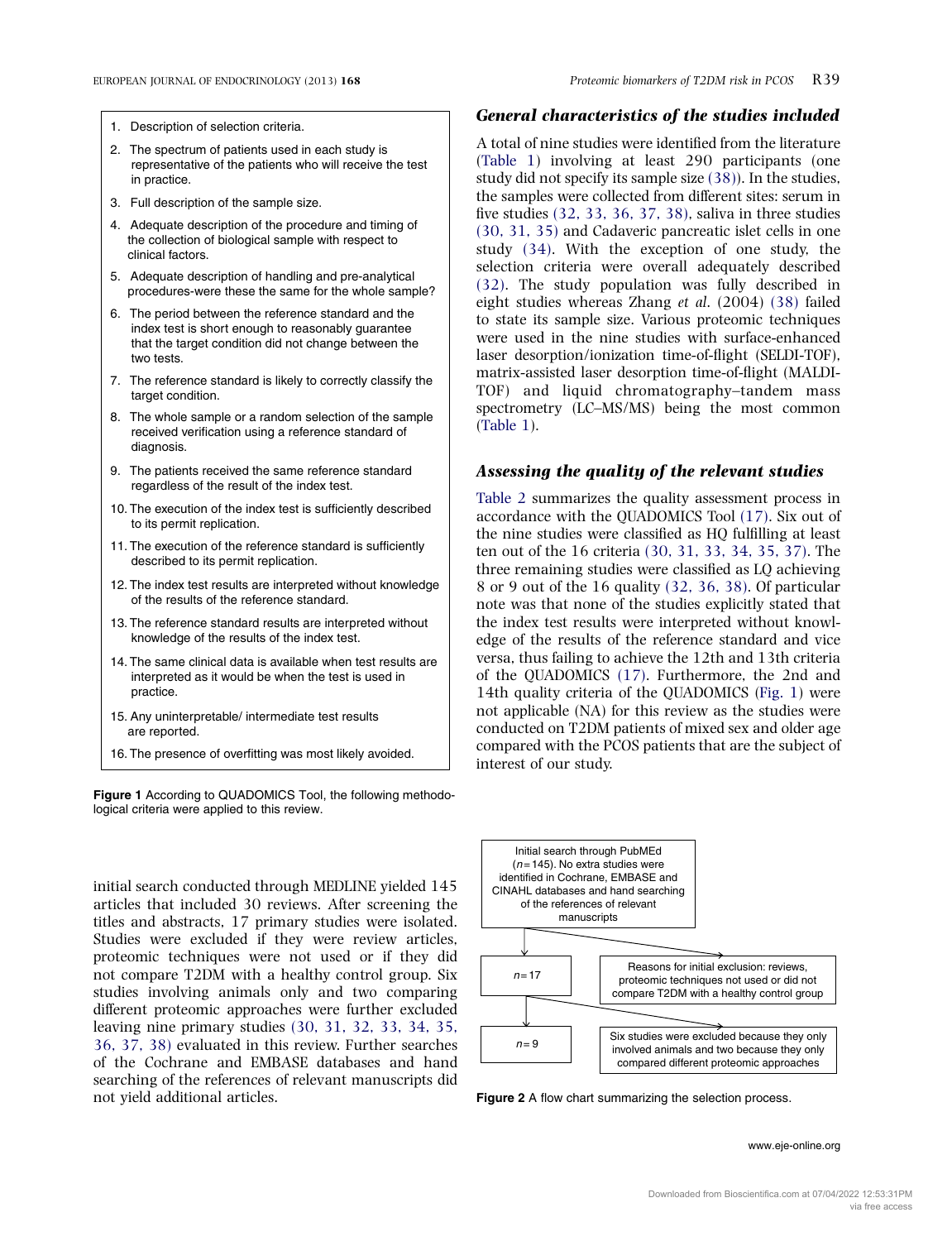1. Description of selection criteria.
2. The spectrum of patients used in each study is representative of the patients who will receive the test in practice.
3. Full description of the sample size.
4. Adequate description of the procedure and timing of the collection of biological sample with respect to clinical factors.
5. Adequate description of handling and pre-analytical procedures-were these the same for the whole sample?
6. The period between the reference standard and the index test is short enough to reasonably guarantee that the target condition did not change between the two tests.
7. The reference standard is likely to correctly classify the target condition.
8. The whole sample or a random selection of the sample received verification using a reference standard of diagnosis.
9. The patients received the same reference standard regardless of the result of the index test.
10. The execution of the index test is sufficiently described to its permit replication.
11. The execution of the reference standard is sufficiently described to its permit replication.
12. The index test results are interpreted without knowledge of the results of the reference standard.
13. The reference standard results are interpreted without knowledge of the results of the index test.
14. The same clinical data is available when test results are interpreted as it would be when the test is used in practice.
15. Any uninterpretable/ intermediate test results are reported.
16. The presence of overfitting was most likely avoided.

**Figure 1** According to QUADOMICS Tool, the following methodological criteria were applied to this review.

initial search conducted through MEDLINE yielded 145 articles that included 30 reviews. After screening the titles and abstracts, 17 primary studies were isolated. Studies were excluded if they were review articles, proteomic techniques were not used or if they did not compare T2DM with a healthy control group. Six studies involving animals only and two comparing different proteomic approaches were further excluded leaving nine primary studies (30, 31, 32, 33, 34, 35, 36, 37, 38) evaluated in this review. Further searches of the Cochrane and EMBASE databases and hand searching of the references of relevant manuscripts did not yield additional articles.

### General characteristics of the studies included

A total of nine studies were identified from the literature (Table 1) involving at least 290 participants (one study did not specify its sample size (38)). In the studies, the samples were collected from different sites: serum in five studies (32, 33, 36, 37, 38), saliva in three studies (30, 31, 35) and Cadaveric pancreatic islet cells in one study (34). With the exception of one study, the selection criteria were overall adequately described (32). The study population was fully described in eight studies whereas Zhang *et al*. (2004) (38) failed to state its sample size. Various proteomic techniques were used in the nine studies with surface-enhanced laser desorption/ionization time-of-flight (SELDI-TOF), matrix-assisted laser desorption time-of-flight (MALDI-TOF) and liquid chromatography–tandem mass spectrometry (LC–MS/MS) being the most common (Table 1).

### Assessing the quality of the relevant studies

Table 2 summarizes the quality assessment process in accordance with the QUADOMICS Tool (17). Six out of the nine studies were classified as HQ fulfilling at least ten out of the 16 criteria (30, 31, 33, 34, 35, 37). The three remaining studies were classified as LQ achieving 8 or 9 out of the 16 quality (32, 36, 38). Of particular note was that none of the studies explicitly stated that the index test results were interpreted without knowledge of the results of the reference standard and vice versa, thus failing to achieve the 12th and 13th criteria of the QUADOMICS (17). Furthermore, the 2nd and 14th quality criteria of the QUADOMICS (Fig. 1) were not applicable (NA) for this review as the studies were conducted on T2DM patients of mixed sex and older age compared with the PCOS patients that are the subject of interest of our study.

Initial search through PubMEd ($n=145$). No extra studies were identified in Cochrane, EMBASE and CINAHL databases and hand searching of the references of relevant manuscripts

$n=17$ — Reasons for initial exclusion: reviews, proteomic techniques not used or did not compare T2DM with a healthy control group

$n=9$ — Six studies were excluded because they only involved animals and two because they only compared different proteomic approaches

**Figure 2** A flow chart summarizing the selection process.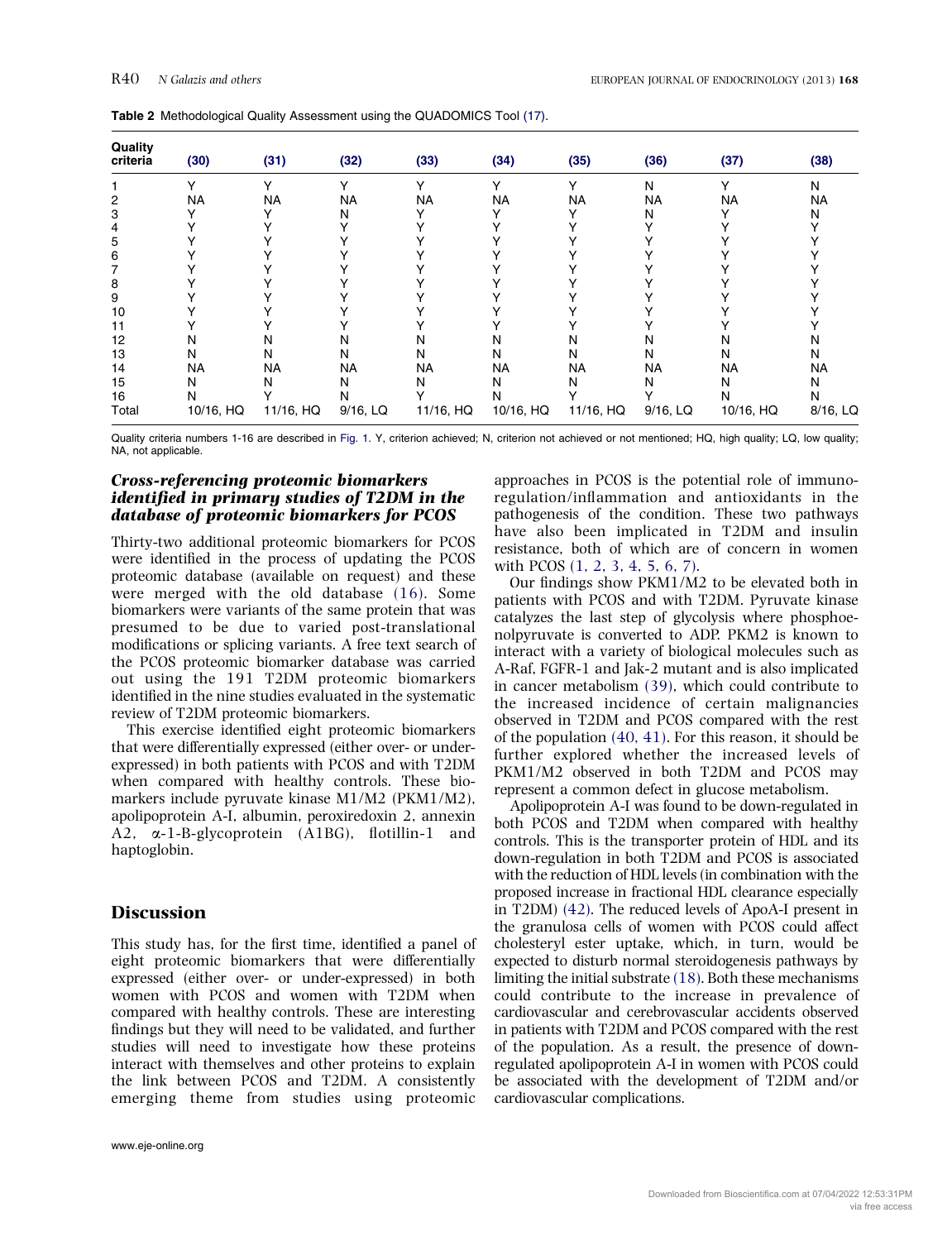**Table 2** Methodological Quality Assessment using the QUADOMICS Tool (17).

| Quality criteria | (30) | (31) | (32) | (33) | (34) | (35) | (36) | (37) | (38) |
|---|---|---|---|---|---|---|---|---|---|
| 1 | Y | Y | Y | Y | Y | Y | N | Y | N |
| 2 | NA | NA | NA | NA | NA | NA | NA | NA | NA |
| 3 | Y | Y | N | Y | Y | Y | N | Y | N |
| 4 | Y | Y | Y | Y | Y | Y | Y | Y | Y |
| 5 | Y | Y | Y | Y | Y | Y | Y | Y | Y |
| 6 | Y | Y | Y | Y | Y | Y | Y | Y | Y |
| 7 | Y | Y | Y | Y | Y | Y | Y | Y | Y |
| 8 | Y | Y | Y | Y | Y | Y | Y | Y | Y |
| 9 | Y | Y | Y | Y | Y | Y | Y | Y | Y |
| 10 | Y | Y | Y | Y | Y | Y | Y | Y | Y |
| 11 | Y | Y | Y | Y | Y | Y | Y | Y | Y |
| 12 | N | N | N | N | N | N | N | N | N |
| 13 | N | N | N | N | N | N | N | N | N |
| 14 | NA | NA | NA | NA | NA | NA | NA | NA | NA |
| 15 | N | N | N | N | N | N | N | N | N |
| 16 | N | Y | N | Y | N | Y | Y | N | N |
| Total | 10/16, HQ | 11/16, HQ | 9/16, LQ | 11/16, HQ | 10/16, HQ | 11/16, HQ | 9/16, LQ | 10/16, HQ | 8/16, LQ |

Quality criteria numbers 1-16 are described in Fig. 1. Y, criterion achieved; N, criterion not achieved or not mentioned; HQ, high quality; LQ, low quality; NA, not applicable.

### Cross-referencing proteomic biomarkers identified in primary studies of T2DM in the database of proteomic biomarkers for PCOS

Thirty-two additional proteomic biomarkers for PCOS were identified in the process of updating the PCOS proteomic database (available on request) and these were merged with the old database (16). Some biomarkers were variants of the same protein that was presumed to be due to varied post-translational modifications or splicing variants. A free text search of the PCOS proteomic biomarker database was carried out using the 191 T2DM proteomic biomarkers identified in the nine studies evaluated in the systematic review of T2DM proteomic biomarkers.

This exercise identified eight proteomic biomarkers that were differentially expressed (either over- or under-expressed) in both patients with PCOS and with T2DM when compared with healthy controls. These biomarkers include pyruvate kinase M1/M2 (PKM1/M2), apolipoprotein A-I, albumin, peroxiredoxin 2, annexin A2, α-1-B-glycoprotein (A1BG), flotillin-1 and haptoglobin.

## Discussion

This study has, for the first time, identified a panel of eight proteomic biomarkers that were differentially expressed (either over- or under-expressed) in both women with PCOS and women with T2DM when compared with healthy controls. These are interesting findings but they will need to be validated, and further studies will need to investigate how these proteins interact with themselves and other proteins to explain the link between PCOS and T2DM. A consistently emerging theme from studies using proteomic approaches in PCOS is the potential role of immunoregulation/inflammation and antioxidants in the pathogenesis of the condition. These two pathways have also been implicated in T2DM and insulin resistance, both of which are of concern in women with PCOS (1, 2, 3, 4, 5, 6, 7).

Our findings show PKM1/M2 to be elevated both in patients with PCOS and with T2DM. Pyruvate kinase catalyzes the last step of glycolysis where phosphoenolpyruvate is converted to ADP. PKM2 is known to interact with a variety of biological molecules such as A-Raf, FGFR-1 and Jak-2 mutant and is also implicated in cancer metabolism (39), which could contribute to the increased incidence of certain malignancies observed in T2DM and PCOS compared with the rest of the population (40, 41). For this reason, it should be further explored whether the increased levels of PKM1/M2 observed in both T2DM and PCOS may represent a common defect in glucose metabolism.

Apolipoprotein A-I was found to be down-regulated in both PCOS and T2DM when compared with healthy controls. This is the transporter protein of HDL and its down-regulation in both T2DM and PCOS is associated with the reduction of HDL levels (in combination with the proposed increase in fractional HDL clearance especially in T2DM) (42). The reduced levels of ApoA-I present in the granulosa cells of women with PCOS could affect cholesteryl ester uptake, which, in turn, would be expected to disturb normal steroidogenesis pathways by limiting the initial substrate (18). Both these mechanisms could contribute to the increase in prevalence of cardiovascular and cerebrovascular accidents observed in patients with T2DM and PCOS compared with the rest of the population. As a result, the presence of down-regulated apolipoprotein A-I in women with PCOS could be associated with the development of T2DM and/or cardiovascular complications.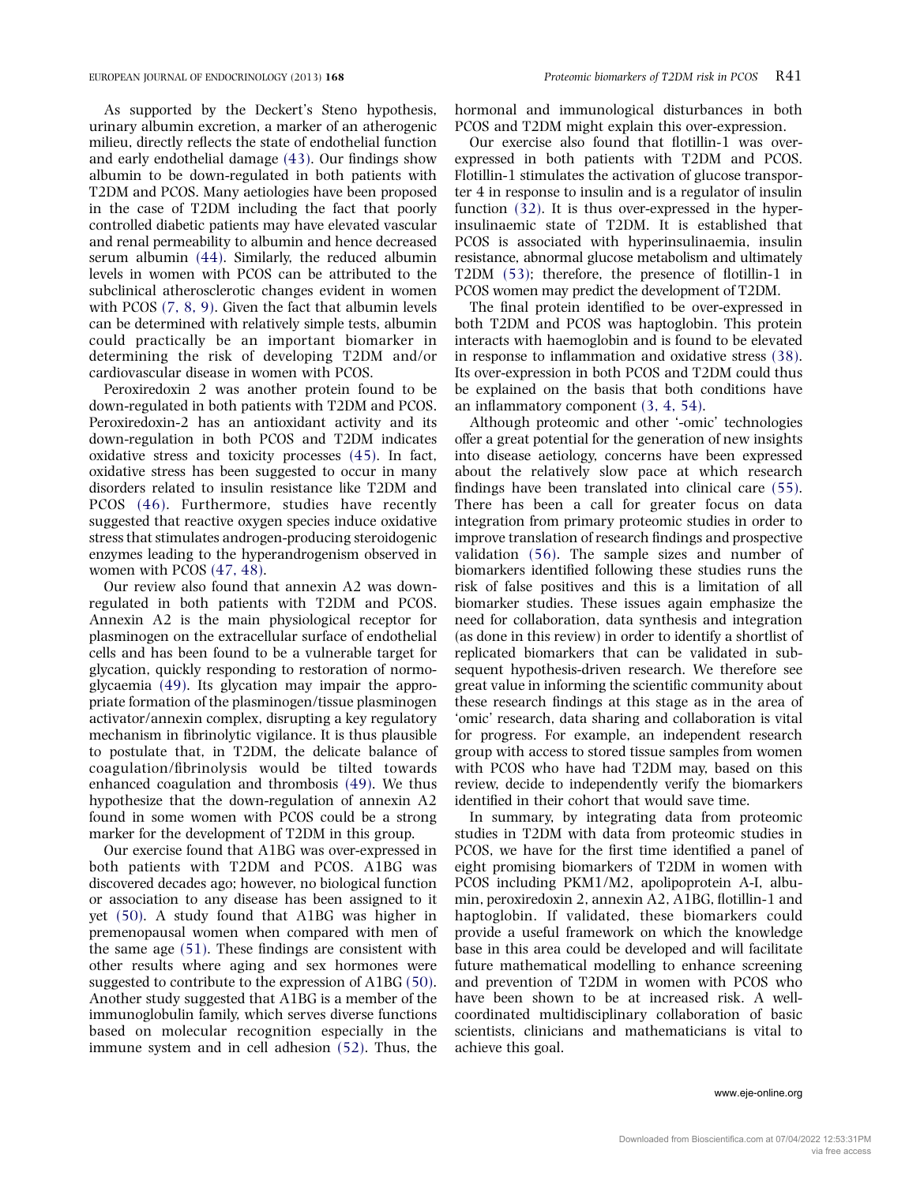As supported by the Deckert's Steno hypothesis, urinary albumin excretion, a marker of an atherogenic milieu, directly reflects the state of endothelial function and early endothelial damage (43). Our findings show albumin to be down-regulated in both patients with T2DM and PCOS. Many aetiologies have been proposed in the case of T2DM including the fact that poorly controlled diabetic patients may have elevated vascular and renal permeability to albumin and hence decreased serum albumin (44). Similarly, the reduced albumin levels in women with PCOS can be attributed to the subclinical atherosclerotic changes evident in women with PCOS (7, 8, 9). Given the fact that albumin levels can be determined with relatively simple tests, albumin could practically be an important biomarker in determining the risk of developing T2DM and/or cardiovascular disease in women with PCOS.

Peroxiredoxin 2 was another protein found to be down-regulated in both patients with T2DM and PCOS. Peroxiredoxin-2 has an antioxidant activity and its down-regulation in both PCOS and T2DM indicates oxidative stress and toxicity processes (45). In fact, oxidative stress has been suggested to occur in many disorders related to insulin resistance like T2DM and PCOS (46). Furthermore, studies have recently suggested that reactive oxygen species induce oxidative stress that stimulates androgen-producing steroidogenic enzymes leading to the hyperandrogenism observed in women with PCOS (47, 48).

Our review also found that annexin A2 was down-regulated in both patients with T2DM and PCOS. Annexin A2 is the main physiological receptor for plasminogen on the extracellular surface of endothelial cells and has been found to be a vulnerable target for glycation, quickly responding to restoration of normoglycaemia (49). Its glycation may impair the appropriate formation of the plasminogen/tissue plasminogen activator/annexin complex, disrupting a key regulatory mechanism in fibrinolytic vigilance. It is thus plausible to postulate that, in T2DM, the delicate balance of coagulation/fibrinolysis would be tilted towards enhanced coagulation and thrombosis (49). We thus hypothesize that the down-regulation of annexin A2 found in some women with PCOS could be a strong marker for the development of T2DM in this group.

Our exercise found that A1BG was over-expressed in both patients with T2DM and PCOS. A1BG was discovered decades ago; however, no biological function or association to any disease has been assigned to it yet (50). A study found that A1BG was higher in premenopausal women when compared with men of the same age (51). These findings are consistent with other results where aging and sex hormones were suggested to contribute to the expression of A1BG (50). Another study suggested that A1BG is a member of the immunoglobulin family, which serves diverse functions based on molecular recognition especially in the immune system and in cell adhesion (52). Thus, the hormonal and immunological disturbances in both PCOS and T2DM might explain this over-expression.

Our exercise also found that flotillin-1 was over-expressed in both patients with T2DM and PCOS. Flotillin-1 stimulates the activation of glucose transporter 4 in response to insulin and is a regulator of insulin function (32). It is thus over-expressed in the hyperinsulinaemic state of T2DM. It is established that PCOS is associated with hyperinsulinaemia, insulin resistance, abnormal glucose metabolism and ultimately T2DM (53); therefore, the presence of flotillin-1 in PCOS women may predict the development of T2DM.

The final protein identified to be over-expressed in both T2DM and PCOS was haptoglobin. This protein interacts with haemoglobin and is found to be elevated in response to inflammation and oxidative stress (38). Its over-expression in both PCOS and T2DM could thus be explained on the basis that both conditions have an inflammatory component (3, 4, 54).

Although proteomic and other '-omic' technologies offer a great potential for the generation of new insights into disease aetiology, concerns have been expressed about the relatively slow pace at which research findings have been translated into clinical care (55). There has been a call for greater focus on data integration from primary proteomic studies in order to improve translation of research findings and prospective validation (56). The sample sizes and number of biomarkers identified following these studies runs the risk of false positives and this is a limitation of all biomarker studies. These issues again emphasize the need for collaboration, data synthesis and integration (as done in this review) in order to identify a shortlist of replicated biomarkers that can be validated in subsequent hypothesis-driven research. We therefore see great value in informing the scientific community about these research findings at this stage as in the area of 'omic' research, data sharing and collaboration is vital for progress. For example, an independent research group with access to stored tissue samples from women with PCOS who have had T2DM may, based on this review, decide to independently verify the biomarkers identified in their cohort that would save time.

In summary, by integrating data from proteomic studies in T2DM with data from proteomic studies in PCOS, we have for the first time identified a panel of eight promising biomarkers of T2DM in women with PCOS including PKM1/M2, apolipoprotein A-I, albumin, peroxiredoxin 2, annexin A2, A1BG, flotillin-1 and haptoglobin. If validated, these biomarkers could provide a useful framework on which the knowledge base in this area could be developed and will facilitate future mathematical modelling to enhance screening and prevention of T2DM in women with PCOS who have been shown to be at increased risk. A well-coordinated multidisciplinary collaboration of basic scientists, clinicians and mathematicians is vital to achieve this goal.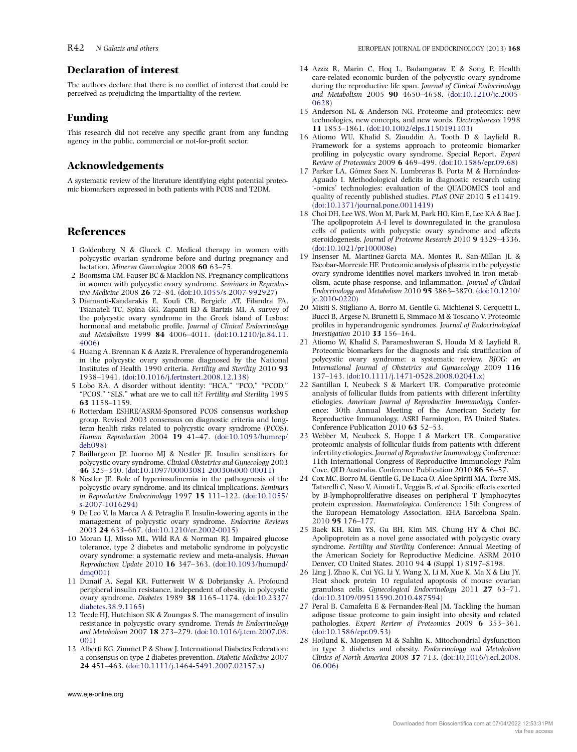## Declaration of interest

The authors declare that there is no conflict of interest that could be perceived as prejudicing the impartiality of the review.

## Funding

This research did not receive any specific grant from any funding agency in the public, commercial or not-for-profit sector.

## Acknowledgements

A systematic review of the literature identifying eight potential proteomic biomarkers expressed in both patients with PCOS and T2DM.

## References

1 Goldenberg N & Glueck C. Medical therapy in women with polycystic ovarian syndrome before and during pregnancy and lactation. *Minerva Ginecologica* 2008 **60** 63–75.

2 Boomsma CM, Fauser BC & Macklon NS. Pregnancy complications in women with polycystic ovary syndrome. *Seminars in Reproductive Medicine* 2008 **26** 72–84. (doi:10.1055/s-2007-992927)

3 Diamanti-Kandarakis E, Kouli CR, Bergiele AT, Filandra FA, Tsianateli TC, Spina GG, Zapanti ED & Bartzis MI. A survey of the polycystic ovary syndrome in the Greek island of Lesbos: hormonal and metabolic profile. *Journal of Clinical Endocrinology and Metabolism* 1999 **84** 4006–4011. (doi:10.1210/jc.84.11.4006)

4 Huang A, Brennan K & Azziz R. Prevalence of hyperandrogenemia in the polycystic ovary syndrome diagnosed by the National Institutes of Health 1990 criteria. *Fertility and Sterility* 2010 **93** 1938–1941. (doi:10.1016/j.fertnstert.2008.12.138)

5 Lobo RA. A disorder without identity: "HCA," "PCO," "PCOD," "PCOS," "SLS." what are we to call it?! *Fertility and Sterility* 1995 **63** 1158–1159.

6 Rotterdam ESHRE/ASRM-Sponsored PCOS consensus workshop group. Revised 2003 consensus on diagnostic criteria and long-term health risks related to polycystic ovary syndrome (PCOS). *Human Reproduction* 2004 **19** 41–47. (doi:10.1093/humrep/deh098)

7 Baillargeon JP, Iuorno MJ & Nestler JE. Insulin sensitizers for polycystic ovary syndrome. *Clinical Obstetrics and Gynecology* 2003 **46** 325–340. (doi:10.1097/00003081-200306000-00011)

8 Nestler JE. Role of hyperinsulinemia in the pathogenesis of the polycystic ovary syndrome, and its clinical implications. *Seminars in Reproductive Endocrinology* 1997 **15** 111–122. (doi:10.1055/s-2007-1016294)

9 De Leo V, la Marca A & Petraglia F. Insulin-lowering agents in the management of polycystic ovary syndrome. *Endocrine Reviews* 2003 **24** 633–667. (doi:10.1210/er.2002-0015)

10 Moran LJ, Misso ML, Wild RA & Norman RJ. Impaired glucose tolerance, type 2 diabetes and metabolic syndrome in polycystic ovary syndrome: a systematic review and meta-analysis. *Human Reproduction Update* 2010 **16** 347–363. (doi:10.1093/humupd/dmq001)

11 Dunaif A, Segal KR, Futterweit W & Dobrjansky A. Profound peripheral insulin resistance, independent of obesity, in polycystic ovary syndrome. *Diabetes* 1989 **38** 1165–1174. (doi:10.2337/diabetes.38.9.1165)

12 Teede HJ, Hutchison SK & Zoungas S. The management of insulin resistance in polycystic ovary syndrome. *Trends in Endocrinology and Metabolism* 2007 **18** 273–279. (doi:10.1016/j.tem.2007.08.001)

13 Alberti KG, Zimmet P & Shaw J. International Diabetes Federation: a consensus on type 2 diabetes prevention. *Diabetic Medicine* 2007 **24** 451–463. (doi:10.1111/j.1464-5491.2007.02157.x)

14 Azziz R, Marin C, Hoq L, Badamgarav E & Song P. Health care-related economic burden of the polycystic ovary syndrome during the reproductive life span. *Journal of Clinical Endocrinology and Metabolism* 2005 **90** 4650–4658. (doi:10.1210/jc.2005-0628)

15 Anderson NL & Anderson NG. Proteome and proteomics: new technologies, new concepts, and new words. *Electrophoresis* 1998 **11** 1853–1861. (doi:10.1002/elps.1150191103)

16 Atiomo WU, Khalid S, Ziauddin A, Tooth D & Layfield R. Framework for a systems approach to proteomic biomarker profiling in polycystic ovary syndrome. Special Report. *Expert Review of Proteomics* 2009 **6** 469–499. (doi:10.1586/epr.09.68)

17 Parker LA, Gómez Saez N, Lumbreras B, Porta M & Hernández-Aguado I. Methodological deficits in diagnostic research using '-omics' technologies: evaluation of the QUADOMICS tool and quality of recently published studies. *PLoS ONE* 2010 **5** e11419. (doi:10.1371/journal.pone.0011419)

18 Choi DH, Lee WS, Won M, Park M, Park HO, Kim E, Lee KA & Bae J. The apolipoprotein A-I level is downregulated in the granulosa cells of patients with polycystic ovary syndrome and affects steroidogenesis. *Journal of Proteome Research* 2010 **9** 4329–4336. (doi:10.1021/pr100008e)

19 Insenser M, Martinez-Garcia MA, Montes R, San-Millan JL & Escobar-Morreale HF. Proteomic analysis of plasma in the polycystic ovary syndrome identifies novel markers involved in iron metabolism, acute-phase response, and inflammation. *Journal of Clinical Endocrinology and Metabolism* 2010 **95** 3863–3870. (doi:10.1210/jc.2010-0220)

20 Misiti S, Stigliano A, Borro M, Gentile G, Michienzi S, Cerquetti L, Bucci B, Argese N, Brunetti E, Simmaco M & Toscano V. Proteomic profiles in hyperandrogenic syndromes. *Journal of Endocrinological Investigation* 2010 **33** 156–164.

21 Atiomo W, Khalid S, Parameshweran S, Houda M & Layfield R. Proteomic biomarkers for the diagnosis and risk stratification of polycystic ovary syndrome: a systematic review. *BJOG: an International Journal of Obstetrics and Gynaecology* 2009 **116** 137–143. (doi:10.1111/j.1471-0528.2008.02041.x)

22 Santillan I, Neubeck S & Markert UR. Comparative proteomic analysis of follicular fluids from patients with different infertility etiologies. *American Journal of Reproductive Immunology.* Conference: 30th Annual Meeting of the American Society for Reproductive Immunology, ASRI Farmington, PA United States. Conference Publication 2010 **63** 52–53.

23 Webber M, Neubeck S, Hoppe I & Markert UR. Comparative proteomic analysis of follicular fluids from patients with different infertility etiologies. *Journal of Reproductive Immunology.* Conference: 11th International Congress of Reproductive Immunology Palm Cove, QLD Australia. Conference Publication 2010 **86** 56–57.

24 Cox MC, Borro M, Gentile G, De Luca O, Aloe Spiriti MA, Torre MS, Tatarelli C, Naso V, Aimati L, Veggia B, *et al.* Specific effects exerted by B-lymphoproliferative diseases on peripheral T lymphocytes protein expression. *Haematologica.* Conference: 15th Congress of the European Hematology Association, EHA Barcelona Spain. 2010 **95** 176–177.

25 Baek KH, Kim YS, Gu BH, Kim MS, Chung HY & Choi BC. Apolipoprotein as a novel gene associated with polycystic ovary syndrome. *Fertility and Sterility.* Conference: Annual Meeting of the American Society for Reproductive Medicine, ASRM 2010 Denver, CO United States. 2010 94 **4** (Suppl 1) S197–S198.

26 Ling J, Zhao K, Cui YG, Li Y, Wang X, Li M, Xue K, Ma X & Liu JY. Heat shock protein 10 regulated apoptosis of mouse ovarian granulosa cells. *Gynecological Endocrinology* 2011 **27** 63–71. (doi:10.3109/09513590.2010.487594)

27 Peral B, Camafeita E & Fernandez-Real JM. Tackling the human adipose tissue proteome to gain insight into obesity and related pathologies. *Expert Review of Proteomics* 2009 **6** 353–361. (doi:10.1586/epr.09.53)

28 Hojlund K, Mogensen M & Sahlin K. Mitochondrial dysfunction in type 2 diabetes and obesity. *Endocrinology and Metabolism Clinics of North America* 2008 **37** 713. (doi:10.1016/j.ecl.2008.06.006)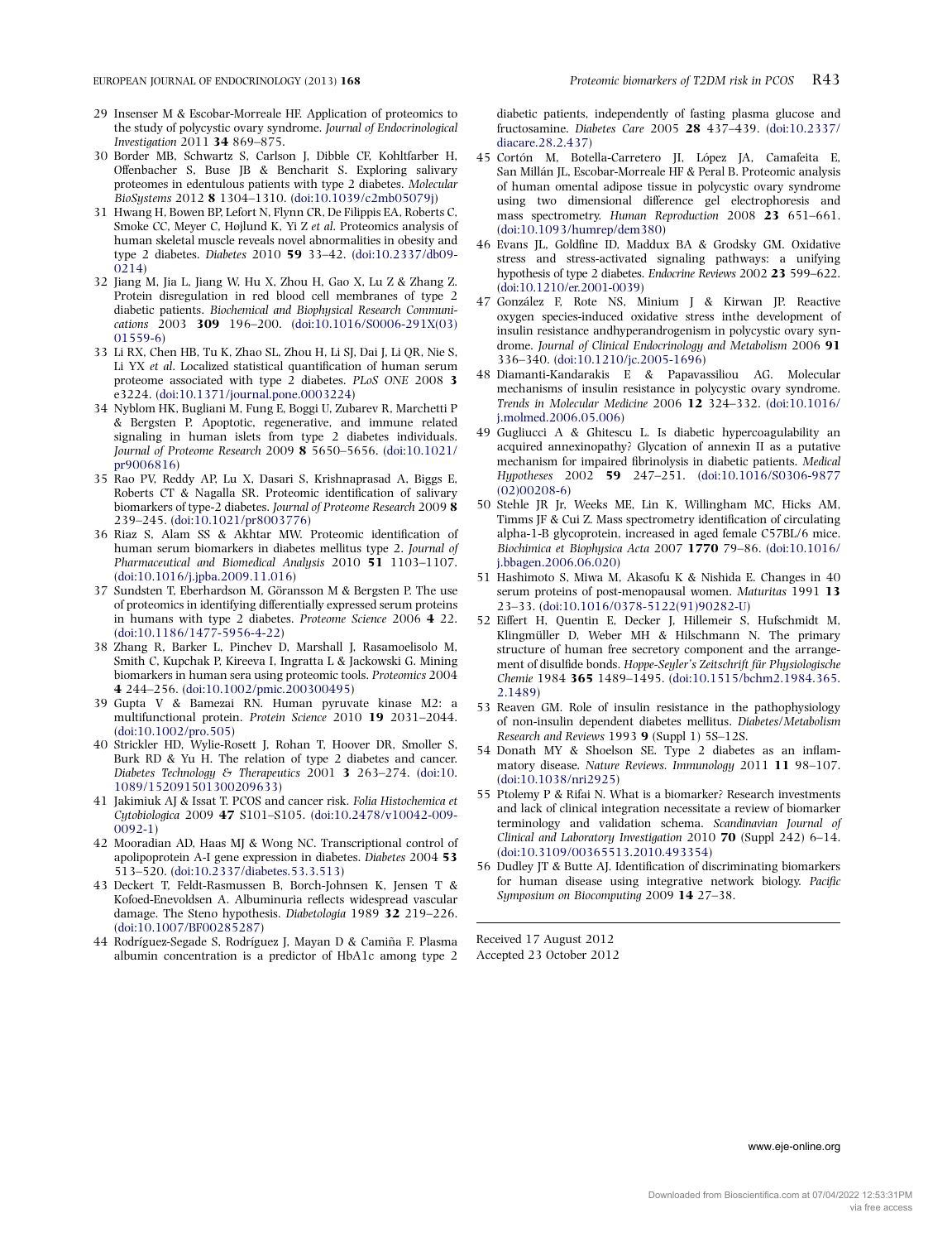29 Insenser M & Escobar-Morreale HF. Application of proteomics to the study of polycystic ovary syndrome. *Journal of Endocrinological Investigation* 2011 **34** 869–875.

30 Border MB, Schwartz S, Carlson J, Dibble CF, Kohltfarber H, Offenbacher S, Buse JB & Bencharit S. Exploring salivary proteomes in edentulous patients with type 2 diabetes. *Molecular BioSystems* 2012 **8** 1304–1310. (doi:10.1039/c2mb05079j)

31 Hwang H, Bowen BP, Lefort N, Flynn CR, De Filippis EA, Roberts C, Smoke CC, Meyer C, Højlund K, Yi Z *et al*. Proteomics analysis of human skeletal muscle reveals novel abnormalities in obesity and type 2 diabetes. *Diabetes* 2010 **59** 33–42. (doi:10.2337/db09-0214)

32 Jiang M, Jia L, Jiang W, Hu X, Zhou H, Gao X, Lu Z & Zhang Z. Protein disregulation in red blood cell membranes of type 2 diabetic patients. *Biochemical and Biophysical Research Communications* 2003 **309** 196–200. (doi:10.1016/S0006-291X(03)01559-6)

33 Li RX, Chen HB, Tu K, Zhao SL, Zhou H, Li SJ, Dai J, Li QR, Nie S, Li YX *et al*. Localized statistical quantification of human serum proteome associated with type 2 diabetes. *PLoS ONE* 2008 **3** e3224. (doi:10.1371/journal.pone.0003224)

34 Nyblom HK, Bugliani M, Fung E, Boggi U, Zubarev R, Marchetti P & Bergsten P. Apoptotic, regenerative, and immune related signaling in human islets from type 2 diabetes individuals. *Journal of Proteome Research* 2009 **8** 5650–5656. (doi:10.1021/pr9006816)

35 Rao PV, Reddy AP, Lu X, Dasari S, Krishnaprasad A, Biggs E, Roberts CT & Nagalla SR. Proteomic identification of salivary biomarkers of type-2 diabetes. *Journal of Proteome Research* 2009 **8** 239–245. (doi:10.1021/pr8003776)

36 Riaz S, Alam SS & Akhtar MW. Proteomic identification of human serum biomarkers in diabetes mellitus type 2. *Journal of Pharmaceutical and Biomedical Analysis* 2010 **51** 1103–1107. (doi:10.1016/j.jpba.2009.11.016)

37 Sundsten T, Eberhardson M, Göransson M & Bergsten P. The use of proteomics in identifying differentially expressed serum proteins in humans with type 2 diabetes. *Proteome Science* 2006 **4** 22. (doi:10.1186/1477-5956-4-22)

38 Zhang R, Barker L, Pinchev D, Marshall J, Rasamoelisolo M, Smith C, Kupchak P, Kireeva I, Ingratta L & Jackowski G. Mining biomarkers in human sera using proteomic tools. *Proteomics* 2004 **4** 244–256. (doi:10.1002/pmic.200300495)

39 Gupta V & Bamezai RN. Human pyruvate kinase M2: a multifunctional protein. *Protein Science* 2010 **19** 2031–2044. (doi:10.1002/pro.505)

40 Strickler HD, Wylie-Rosett J, Rohan T, Hoover DR, Smoller S, Burk RD & Yu H. The relation of type 2 diabetes and cancer. *Diabetes Technology & Therapeutics* 2001 **3** 263–274. (doi:10.1089/152091501300209633)

41 Jakimiuk AJ & Issat T. PCOS and cancer risk. *Folia Histochemica et Cytobiologica* 2009 **47** S101–S105. (doi:10.2478/v10042-009-0092-1)

42 Mooradian AD, Haas MJ & Wong NC. Transcriptional control of apolipoprotein A-I gene expression in diabetes. *Diabetes* 2004 **53** 513–520. (doi:10.2337/diabetes.53.3.513)

43 Deckert T, Feldt-Rasmussen B, Borch-Johnsen K, Jensen T & Kofoed-Enevoldsen A. Albuminuria reflects widespread vascular damage. The Steno hypothesis. *Diabetologia* 1989 **32** 219–226. (doi:10.1007/BF00285287)

44 Rodríguez-Segade S, Rodríguez J, Mayan D & Camiña F. Plasma albumin concentration is a predictor of HbA1c among type 2 diabetic patients, independently of fasting plasma glucose and fructosamine. *Diabetes Care* 2005 **28** 437–439. (doi:10.2337/diacare.28.2.437)

45 Cortón M, Botella-Carretero JI, López JA, Camafeita E, San Millán JL, Escobar-Morreale HF & Peral B. Proteomic analysis of human omental adipose tissue in polycystic ovary syndrome using two dimensional difference gel electrophoresis and mass spectrometry. *Human Reproduction* 2008 **23** 651–661. (doi:10.1093/humrep/dem380)

46 Evans JL, Goldfine ID, Maddux BA & Grodsky GM. Oxidative stress and stress-activated signaling pathways: a unifying hypothesis of type 2 diabetes. *Endocrine Reviews* 2002 **23** 599–622. (doi:10.1210/er.2001-0039)

47 González F, Rote NS, Minium J & Kirwan JP. Reactive oxygen species-induced oxidative stress inthe development of insulin resistance andhyperandrogenism in polycystic ovary syndrome. *Journal of Clinical Endocrinology and Metabolism* 2006 **91** 336–340. (doi:10.1210/jc.2005-1696)

48 Diamanti-Kandarakis E & Papavassiliou AG. Molecular mechanisms of insulin resistance in polycystic ovary syndrome. *Trends in Molecular Medicine* 2006 **12** 324–332. (doi:10.1016/j.molmed.2006.05.006)

49 Gugliucci A & Ghitescu L. Is diabetic hypercoagulability an acquired annexinopathy? Glycation of annexin II as a putative mechanism for impaired fibrinolysis in diabetic patients. *Medical Hypotheses* 2002 **59** 247–251. (doi:10.1016/S0306-9877(02)00208-6)

50 Stehle JR Jr, Weeks ME, Lin K, Willingham MC, Hicks AM, Timms JF & Cui Z. Mass spectrometry identification of circulating alpha-1-B glycoprotein, increased in aged female C57BL/6 mice. *Biochimica et Biophysica Acta* 2007 **1770** 79–86. (doi:10.1016/j.bbagen.2006.06.020)

51 Hashimoto S, Miwa M, Akasofu K & Nishida E. Changes in 40 serum proteins of post-menopausal women. *Maturitas* 1991 **13** 23–33. (doi:10.1016/0378-5122(91)90282-U)

52 Eiffert H, Quentin E, Decker J, Hillemeir S, Hufschmidt M, Klingmüller D, Weber MH & Hilschmann N. The primary structure of human free secretory component and the arrangement of disulfide bonds. *Hoppe-Seyler's Zeitschrift für Physiologische Chemie* 1984 **365** 1489–1495. (doi:10.1515/bchm2.1984.365.2.1489)

53 Reaven GM. Role of insulin resistance in the pathophysiology of non-insulin dependent diabetes mellitus. *Diabetes/Metabolism Research and Reviews* 1993 **9** (Suppl 1) 5S–12S.

54 Donath MY & Shoelson SE. Type 2 diabetes as an inflammatory disease. *Nature Reviews. Immunology* 2011 **11** 98–107. (doi:10.1038/nri2925)

55 Ptolemy P & Rifai N. What is a biomarker? Research investments and lack of clinical integration necessitate a review of biomarker terminology and validation schema. *Scandinavian Journal of Clinical and Laboratory Investigation* 2010 **70** (Suppl 242) 6–14. (doi:10.3109/00365513.2010.493354)

56 Dudley JT & Butte AJ. Identification of discriminating biomarkers for human disease using integrative network biology. *Pacific Symposium on Biocomputing* 2009 **14** 27–38.

---

Received 17 August 2012
Accepted 23 October 2012